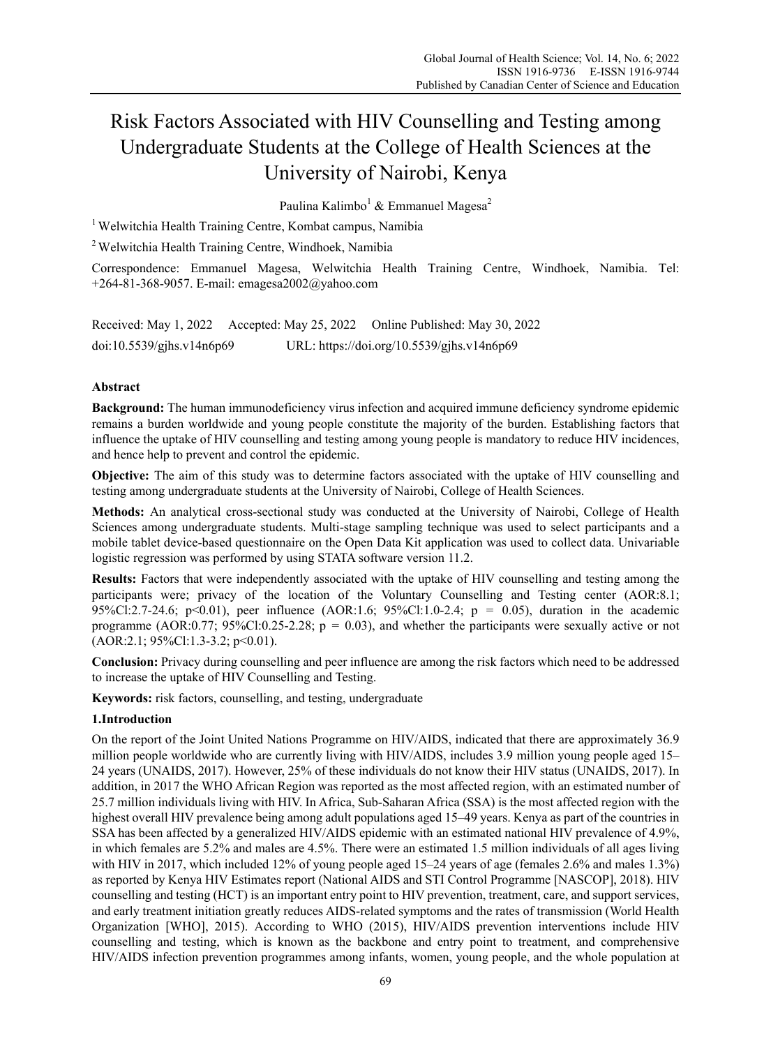# Risk Factors Associated with HIV Counselling and Testing among Undergraduate Students at the College of Health Sciences at the University of Nairobi, Kenya

Paulina Kalimbo[1] & Emmanuel Magesa[2]

[1] Welwitchia Health Training Centre, Kombat campus, Namibia

[2] Welwitchia Health Training Centre, Windhoek, Namibia

Correspondence: Emmanuel Magesa, Welwitchia Health Training Centre, Windhoek, Namibia. Tel: +264-81-368-9057. E-mail: emagesa2002@yahoo.com

Received: May 1, 2022 Accepted: May 25, 2022 Online Published: May 30, 2022

doi:10.5539/gjhs.v14n6p69 URL: https://doi.org/10.5539/gjhs.v14n6p69

## Abstract

**Background:** The human immunodeficiency virus infection and acquired immune deficiency syndrome epidemic remains a burden worldwide and young people constitute the majority of the burden. Establishing factors that influence the uptake of HIV counselling and testing among young people is mandatory to reduce HIV incidences, and hence help to prevent and control the epidemic.

**Objective:** The aim of this study was to determine factors associated with the uptake of HIV counselling and testing among undergraduate students at the University of Nairobi, College of Health Sciences.

**Methods:** An analytical cross-sectional study was conducted at the University of Nairobi, College of Health Sciences among undergraduate students. Multi-stage sampling technique was used to select participants and a mobile tablet device-based questionnaire on the Open Data Kit application was used to collect data. Univariable logistic regression was performed by using STATA software version 11.2.

**Results:** Factors that were independently associated with the uptake of HIV counselling and testing among the participants were; privacy of the location of the Voluntary Counselling and Testing center (AOR:8.1; 95%Cl:2.7-24.6; $p<0.01$), peer influence (AOR:1.6; 95%Cl:1.0-2.4; $p = 0.05$), duration in the academic programme (AOR:0.77; 95%Cl:0.25-2.28; $p = 0.03$), and whether the participants were sexually active or not (AOR:2.1; 95%Cl:1.3-3.2; $p<0.01$).

**Conclusion:** Privacy during counselling and peer influence are among the risk factors which need to be addressed to increase the uptake of HIV Counselling and Testing.

**Keywords:** risk factors, counselling, and testing, undergraduate

## 1.Introduction

On the report of the Joint United Nations Programme on HIV/AIDS, indicated that there are approximately 36.9 million people worldwide who are currently living with HIV/AIDS, includes 3.9 million young people aged 15–24 years (UNAIDS, 2017). However, 25% of these individuals do not know their HIV status (UNAIDS, 2017). In addition, in 2017 the WHO African Region was reported as the most affected region, with an estimated number of 25.7 million individuals living with HIV. In Africa, Sub-Saharan Africa (SSA) is the most affected region with the highest overall HIV prevalence being among adult populations aged 15–49 years. Kenya as part of the countries in SSA has been affected by a generalized HIV/AIDS epidemic with an estimated national HIV prevalence of 4.9%, in which females are 5.2% and males are 4.5%. There were an estimated 1.5 million individuals of all ages living with HIV in 2017, which included 12% of young people aged 15–24 years of age (females 2.6% and males 1.3%) as reported by Kenya HIV Estimates report (National AIDS and STI Control Programme [NASCOP], 2018). HIV counselling and testing (HCT) is an important entry point to HIV prevention, treatment, care, and support services, and early treatment initiation greatly reduces AIDS-related symptoms and the rates of transmission (World Health Organization [WHO], 2015). According to WHO (2015), HIV/AIDS prevention interventions include HIV counselling and testing, which is known as the backbone and entry point to treatment, and comprehensive HIV/AIDS infection prevention programmes among infants, women, young people, and the whole population at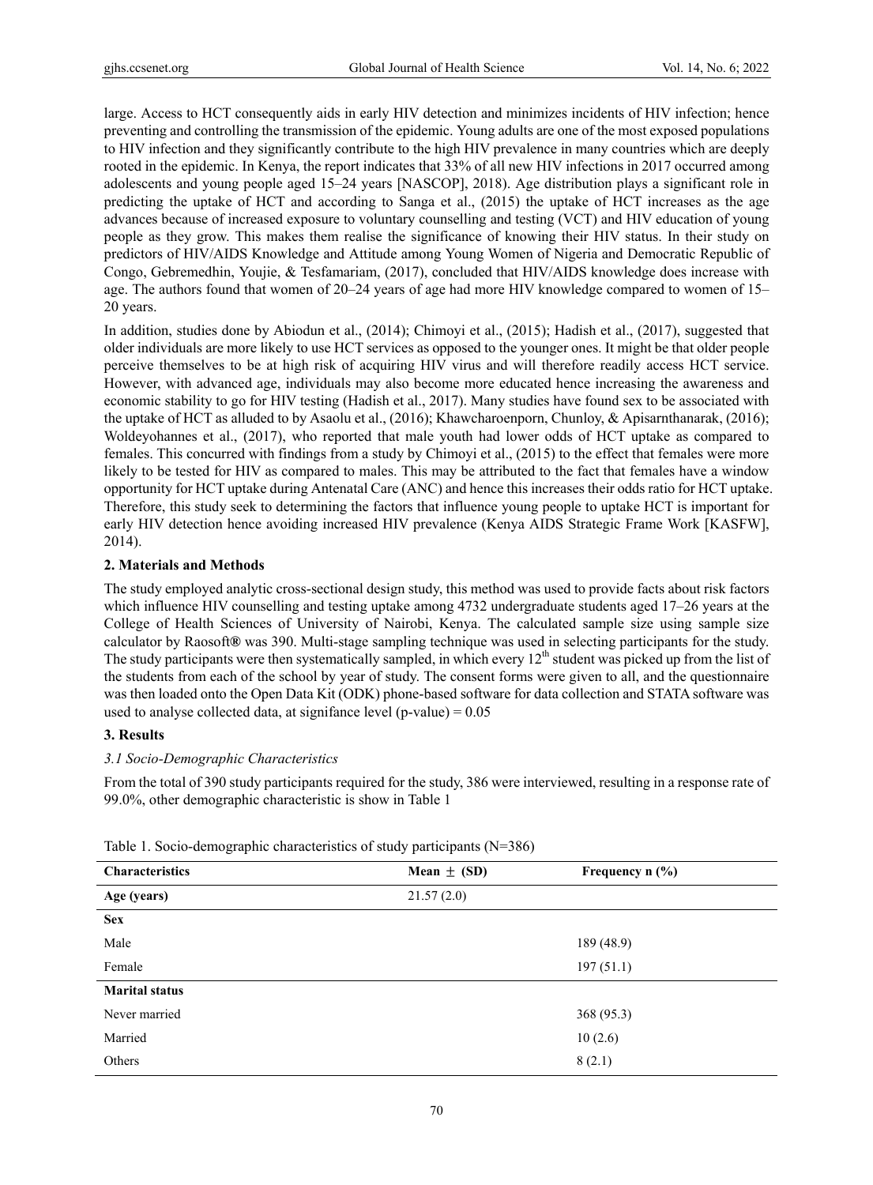large. Access to HCT consequently aids in early HIV detection and minimizes incidents of HIV infection; hence preventing and controlling the transmission of the epidemic. Young adults are one of the most exposed populations to HIV infection and they significantly contribute to the high HIV prevalence in many countries which are deeply rooted in the epidemic. In Kenya, the report indicates that 33% of all new HIV infections in 2017 occurred among adolescents and young people aged 15–24 years [NASCOP], 2018). Age distribution plays a significant role in predicting the uptake of HCT and according to Sanga et al., (2015) the uptake of HCT increases as the age advances because of increased exposure to voluntary counselling and testing (VCT) and HIV education of young people as they grow. This makes them realise the significance of knowing their HIV status. In their study on predictors of HIV/AIDS Knowledge and Attitude among Young Women of Nigeria and Democratic Republic of Congo, Gebremedhin, Youjie, & Tesfamariam, (2017), concluded that HIV/AIDS knowledge does increase with age. The authors found that women of 20–24 years of age had more HIV knowledge compared to women of 15–20 years.

In addition, studies done by Abiodun et al., (2014); Chimoyi et al., (2015); Hadish et al., (2017), suggested that older individuals are more likely to use HCT services as opposed to the younger ones. It might be that older people perceive themselves to be at high risk of acquiring HIV virus and will therefore readily access HCT service. However, with advanced age, individuals may also become more educated hence increasing the awareness and economic stability to go for HIV testing (Hadish et al., 2017). Many studies have found sex to be associated with the uptake of HCT as alluded to by Asaolu et al., (2016); Khawcharoenporn, Chunloy, & Apisarnthanarak, (2016); Woldeyohannes et al., (2017), who reported that male youth had lower odds of HCT uptake as compared to females. This concurred with findings from a study by Chimoyi et al., (2015) to the effect that females were more likely to be tested for HIV as compared to males. This may be attributed to the fact that females have a window opportunity for HCT uptake during Antenatal Care (ANC) and hence this increases their odds ratio for HCT uptake. Therefore, this study seek to determining the factors that influence young people to uptake HCT is important for early HIV detection hence avoiding increased HIV prevalence (Kenya AIDS Strategic Frame Work [KASFW], 2014).

## 2. Materials and Methods

The study employed analytic cross-sectional design study, this method was used to provide facts about risk factors which influence HIV counselling and testing uptake among 4732 undergraduate students aged 17–26 years at the College of Health Sciences of University of Nairobi, Kenya. The calculated sample size using sample size calculator by Raosoft**®** was 390. Multi-stage sampling technique was used in selecting participants for the study. The study participants were then systematically sampled, in which every 12th student was picked up from the list of the students from each of the school by year of study. The consent forms were given to all, and the questionnaire was then loaded onto the Open Data Kit (ODK) phone-based software for data collection and STATA software was used to analyse collected data, at signifance level (p-value) = 0.05

## 3. Results

### *3.1 Socio-Demographic Characteristics*

From the total of 390 study participants required for the study, 386 were interviewed, resulting in a response rate of 99.0%, other demographic characteristic is show in Table 1

Table 1. Socio-demographic characteristics of study participants (N=386)

| Characteristics | Mean ± (SD) | Frequency n (%) |
|---|---|---|
| **Age (years)** | 21.57 (2.0) | |
| **Sex** | | |
| Male | | 189 (48.9) |
| Female | | 197 (51.1) |
| **Marital status** | | |
| Never married | | 368 (95.3) |
| Married | | 10 (2.6) |
| Others | | 8 (2.1) |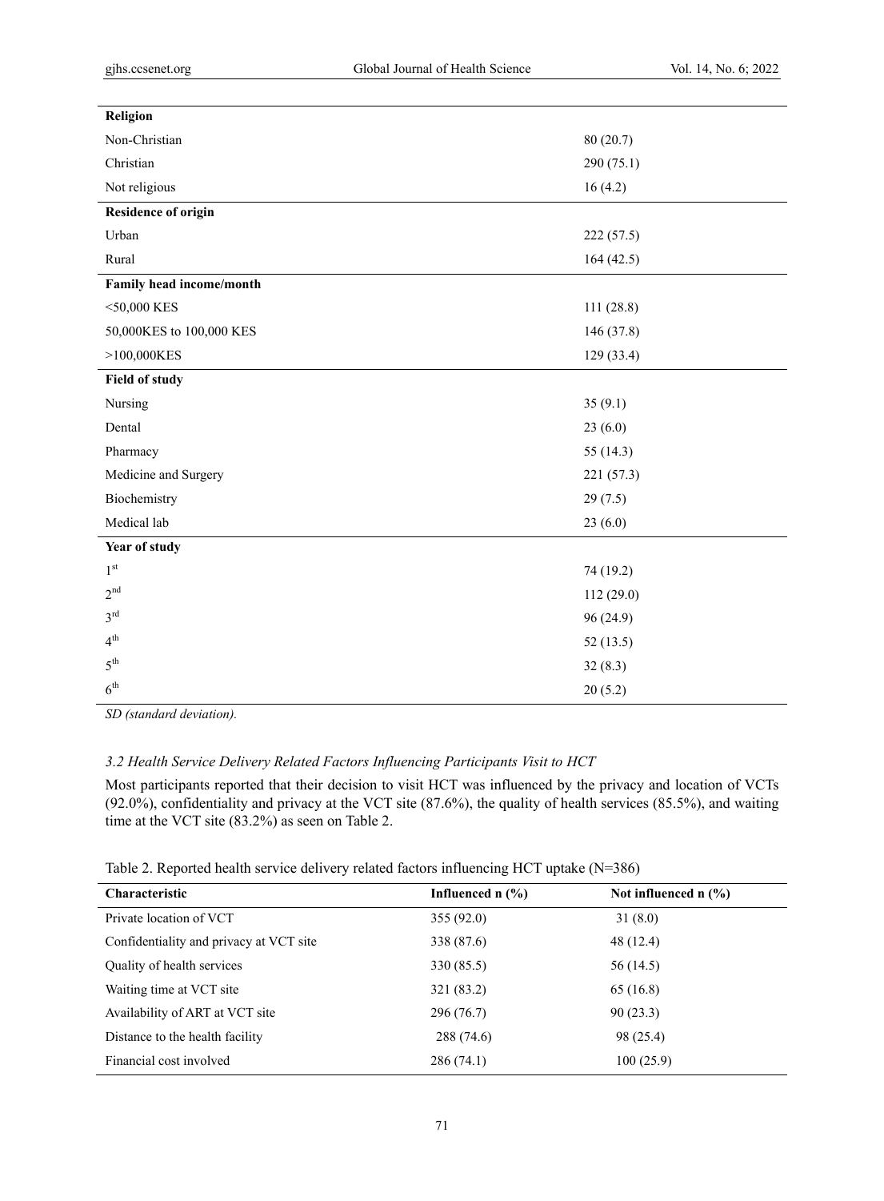| | |
|---|---|
| **Religion** | |
| Non-Christian | 80 (20.7) |
| Christian | 290 (75.1) |
| Not religious | 16 (4.2) |
| **Residence of origin** | |
| Urban | 222 (57.5) |
| Rural | 164 (42.5) |
| **Family head income/month** | |
| <50,000 KES | 111 (28.8) |
| 50,000KES to 100,000 KES | 146 (37.8) |
| >100,000KES | 129 (33.4) |
| **Field of study** | |
| Nursing | 35 (9.1) |
| Dental | 23 (6.0) |
| Pharmacy | 55 (14.3) |
| Medicine and Surgery | 221 (57.3) |
| Biochemistry | 29 (7.5) |
| Medical lab | 23 (6.0) |
| **Year of study** | |
| 1st | 74 (19.2) |
| 2nd | 112 (29.0) |
| 3rd | 96 (24.9) |
| 4th | 52 (13.5) |
| 5th | 32 (8.3) |
| 6th | 20 (5.2) |

*SD (standard deviation).*

### *3.2 Health Service Delivery Related Factors Influencing Participants Visit to HCT*

Most participants reported that their decision to visit HCT was influenced by the privacy and location of VCTs (92.0%), confidentiality and privacy at the VCT site (87.6%), the quality of health services (85.5%), and waiting time at the VCT site (83.2%) as seen on Table 2.

Table 2. Reported health service delivery related factors influencing HCT uptake (N=386)

| Characteristic | Influenced n (%) | Not influenced n (%) |
|---|---|---|
| Private location of VCT | 355 (92.0) | 31 (8.0) |
| Confidentiality and privacy at VCT site | 338 (87.6) | 48 (12.4) |
| Quality of health services | 330 (85.5) | 56 (14.5) |
| Waiting time at VCT site | 321 (83.2) | 65 (16.8) |
| Availability of ART at VCT site | 296 (76.7) | 90 (23.3) |
| Distance to the health facility | 288 (74.6) | 98 (25.4) |
| Financial cost involved | 286 (74.1) | 100 (25.9) |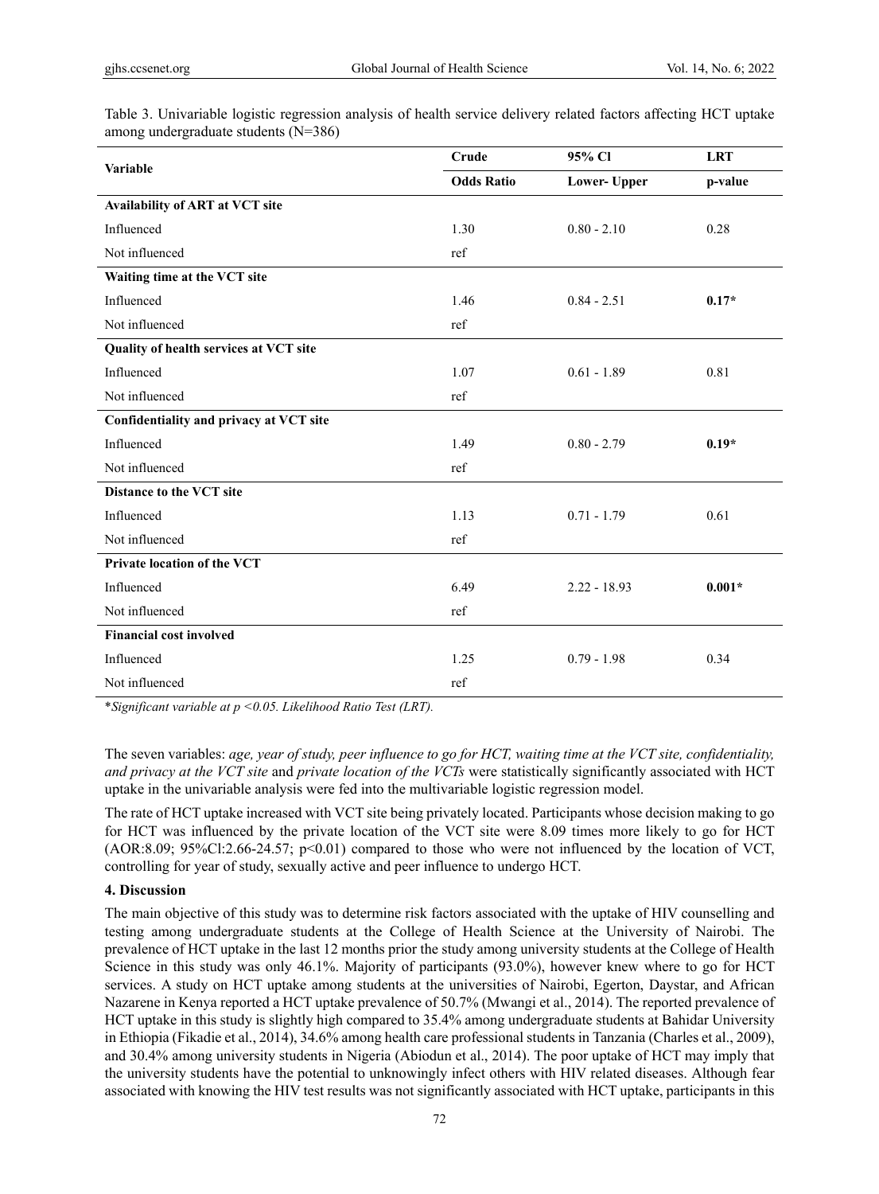Table 3. Univariable logistic regression analysis of health service delivery related factors affecting HCT uptake among undergraduate students (N=386)

| Variable | Crude Odds Ratio | 95% Cl Lower- Upper | LRT p-value |
|---|---|---|---|
| **Availability of ART at VCT site** | | | |
| Influenced | 1.30 | 0.80 - 2.10 | 0.28 |
| Not influenced | ref | | |
| **Waiting time at the VCT site** | | | |
| Influenced | 1.46 | 0.84 - 2.51 | **0.17*** |
| Not influenced | ref | | |
| **Quality of health services at VCT site** | | | |
| Influenced | 1.07 | 0.61 - 1.89 | 0.81 |
| Not influenced | ref | | |
| **Confidentiality and privacy at VCT site** | | | |
| Influenced | 1.49 | 0.80 - 2.79 | **0.19*** |
| Not influenced | ref | | |
| **Distance to the VCT site** | | | |
| Influenced | 1.13 | 0.71 - 1.79 | 0.61 |
| Not influenced | ref | | |
| **Private location of the VCT** | | | |
| Influenced | 6.49 | 2.22 - 18.93 | **0.001*** |
| Not influenced | ref | | |
| **Financial cost involved** | | | |
| Influenced | 1.25 | 0.79 - 1.98 | 0.34 |
| Not influenced | ref | | |

**Significant variable at $p < 0.05$. Likelihood Ratio Test (LRT).*

The seven variables: *age, year of study, peer influence to go for HCT, waiting time at the VCT site, confidentiality, and privacy at the VCT site* and *private location of the VCTs* were statistically significantly associated with HCT uptake in the univariable analysis were fed into the multivariable logistic regression model.

The rate of HCT uptake increased with VCT site being privately located. Participants whose decision making to go for HCT was influenced by the private location of the VCT site were 8.09 times more likely to go for HCT (AOR:8.09; 95%Cl:2.66-24.57; $p<0.01$) compared to those who were not influenced by the location of VCT, controlling for year of study, sexually active and peer influence to undergo HCT.

## 4. Discussion

The main objective of this study was to determine risk factors associated with the uptake of HIV counselling and testing among undergraduate students at the College of Health Science at the University of Nairobi. The prevalence of HCT uptake in the last 12 months prior the study among university students at the College of Health Science in this study was only 46.1%. Majority of participants (93.0%), however knew where to go for HCT services. A study on HCT uptake among students at the universities of Nairobi, Egerton, Daystar, and African Nazarene in Kenya reported a HCT uptake prevalence of 50.7% (Mwangi et al., 2014). The reported prevalence of HCT uptake in this study is slightly high compared to 35.4% among undergraduate students at Bahidar University in Ethiopia (Fikadie et al., 2014), 34.6% among health care professional students in Tanzania (Charles et al., 2009), and 30.4% among university students in Nigeria (Abiodun et al., 2014). The poor uptake of HCT may imply that the university students have the potential to unknowingly infect others with HIV related diseases. Although fear associated with knowing the HIV test results was not significantly associated with HCT uptake, participants in this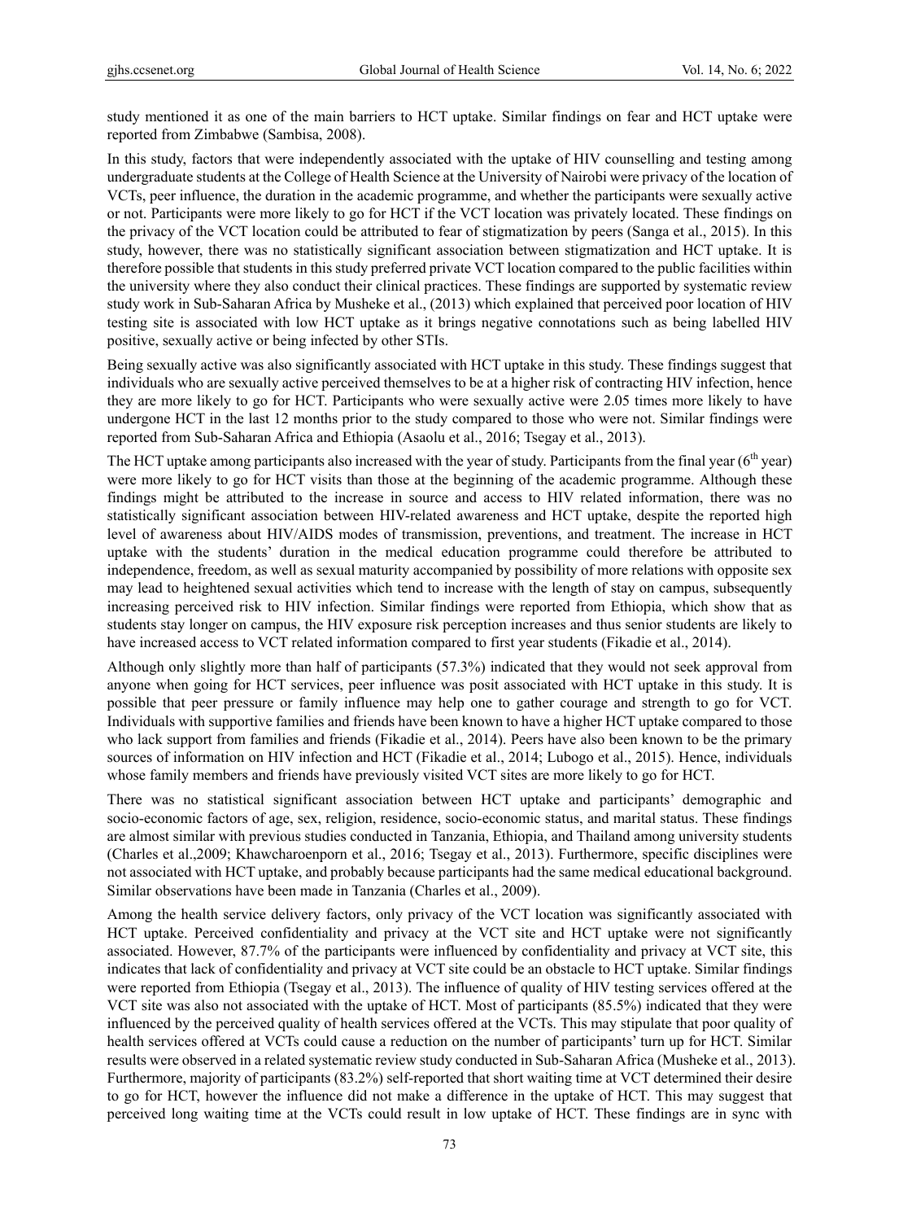study mentioned it as one of the main barriers to HCT uptake. Similar findings on fear and HCT uptake were reported from Zimbabwe (Sambisa, 2008).

In this study, factors that were independently associated with the uptake of HIV counselling and testing among undergraduate students at the College of Health Science at the University of Nairobi were privacy of the location of VCTs, peer influence, the duration in the academic programme, and whether the participants were sexually active or not. Participants were more likely to go for HCT if the VCT location was privately located. These findings on the privacy of the VCT location could be attributed to fear of stigmatization by peers (Sanga et al., 2015). In this study, however, there was no statistically significant association between stigmatization and HCT uptake. It is therefore possible that students in this study preferred private VCT location compared to the public facilities within the university where they also conduct their clinical practices. These findings are supported by systematic review study work in Sub-Saharan Africa by Musheke et al., (2013) which explained that perceived poor location of HIV testing site is associated with low HCT uptake as it brings negative connotations such as being labelled HIV positive, sexually active or being infected by other STIs.

Being sexually active was also significantly associated with HCT uptake in this study. These findings suggest that individuals who are sexually active perceived themselves to be at a higher risk of contracting HIV infection, hence they are more likely to go for HCT. Participants who were sexually active were 2.05 times more likely to have undergone HCT in the last 12 months prior to the study compared to those who were not. Similar findings were reported from Sub-Saharan Africa and Ethiopia (Asaolu et al., 2016; Tsegay et al., 2013).

The HCT uptake among participants also increased with the year of study. Participants from the final year (6th year) were more likely to go for HCT visits than those at the beginning of the academic programme. Although these findings might be attributed to the increase in source and access to HIV related information, there was no statistically significant association between HIV-related awareness and HCT uptake, despite the reported high level of awareness about HIV/AIDS modes of transmission, preventions, and treatment. The increase in HCT uptake with the students' duration in the medical education programme could therefore be attributed to independence, freedom, as well as sexual maturity accompanied by possibility of more relations with opposite sex may lead to heightened sexual activities which tend to increase with the length of stay on campus, subsequently increasing perceived risk to HIV infection. Similar findings were reported from Ethiopia, which show that as students stay longer on campus, the HIV exposure risk perception increases and thus senior students are likely to have increased access to VCT related information compared to first year students (Fikadie et al., 2014).

Although only slightly more than half of participants (57.3%) indicated that they would not seek approval from anyone when going for HCT services, peer influence was posit associated with HCT uptake in this study. It is possible that peer pressure or family influence may help one to gather courage and strength to go for VCT. Individuals with supportive families and friends have been known to have a higher HCT uptake compared to those who lack support from families and friends (Fikadie et al., 2014). Peers have also been known to be the primary sources of information on HIV infection and HCT (Fikadie et al., 2014; Lubogo et al., 2015). Hence, individuals whose family members and friends have previously visited VCT sites are more likely to go for HCT.

There was no statistical significant association between HCT uptake and participants' demographic and socio-economic factors of age, sex, religion, residence, socio-economic status, and marital status. These findings are almost similar with previous studies conducted in Tanzania, Ethiopia, and Thailand among university students (Charles et al.,2009; Khawcharoenporn et al., 2016; Tsegay et al., 2013). Furthermore, specific disciplines were not associated with HCT uptake, and probably because participants had the same medical educational background. Similar observations have been made in Tanzania (Charles et al., 2009).

Among the health service delivery factors, only privacy of the VCT location was significantly associated with HCT uptake. Perceived confidentiality and privacy at the VCT site and HCT uptake were not significantly associated. However, 87.7% of the participants were influenced by confidentiality and privacy at VCT site, this indicates that lack of confidentiality and privacy at VCT site could be an obstacle to HCT uptake. Similar findings were reported from Ethiopia (Tsegay et al., 2013). The influence of quality of HIV testing services offered at the VCT site was also not associated with the uptake of HCT. Most of participants (85.5%) indicated that they were influenced by the perceived quality of health services offered at the VCTs. This may stipulate that poor quality of health services offered at VCTs could cause a reduction on the number of participants' turn up for HCT. Similar results were observed in a related systematic review study conducted in Sub-Saharan Africa (Musheke et al., 2013). Furthermore, majority of participants (83.2%) self-reported that short waiting time at VCT determined their desire to go for HCT, however the influence did not make a difference in the uptake of HCT. This may suggest that perceived long waiting time at the VCTs could result in low uptake of HCT. These findings are in sync with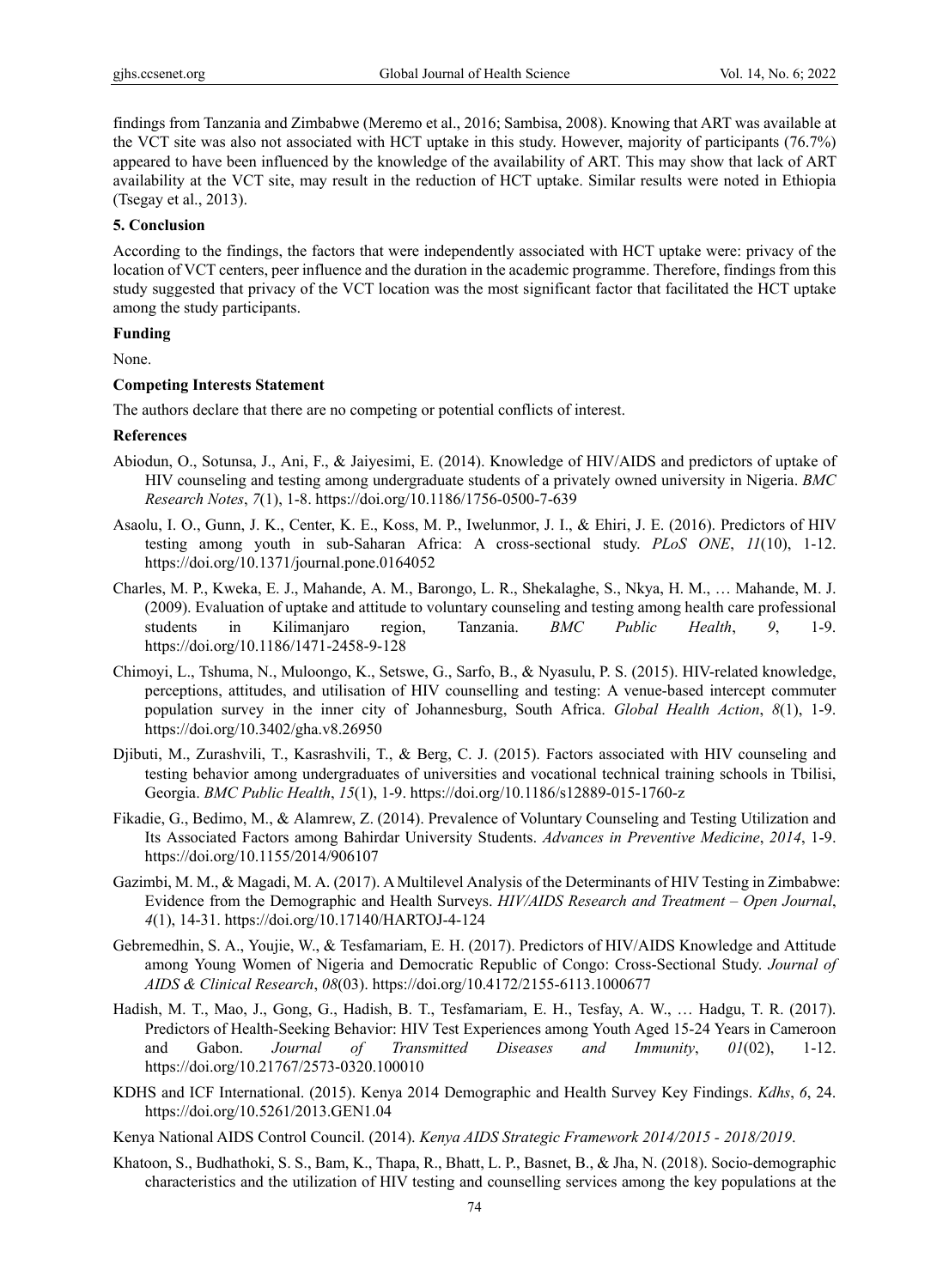findings from Tanzania and Zimbabwe (Meremo et al., 2016; Sambisa, 2008). Knowing that ART was available at the VCT site was also not associated with HCT uptake in this study. However, majority of participants (76.7%) appeared to have been influenced by the knowledge of the availability of ART. This may show that lack of ART availability at the VCT site, may result in the reduction of HCT uptake. Similar results were noted in Ethiopia (Tsegay et al., 2013).

## 5. Conclusion

According to the findings, the factors that were independently associated with HCT uptake were: privacy of the location of VCT centers, peer influence and the duration in the academic programme. Therefore, findings from this study suggested that privacy of the VCT location was the most significant factor that facilitated the HCT uptake among the study participants.

## Funding

None.

## Competing Interests Statement

The authors declare that there are no competing or potential conflicts of interest.

## References

Abiodun, O., Sotunsa, J., Ani, F., & Jaiyesimi, E. (2014). Knowledge of HIV/AIDS and predictors of uptake of HIV counseling and testing among undergraduate students of a privately owned university in Nigeria. *BMC Research Notes*, *7*(1), 1-8. https://doi.org/10.1186/1756-0500-7-639

Asaolu, I. O., Gunn, J. K., Center, K. E., Koss, M. P., Iwelunmor, J. I., & Ehiri, J. E. (2016). Predictors of HIV testing among youth in sub-Saharan Africa: A cross-sectional study. *PLoS ONE*, *11*(10), 1-12. https://doi.org/10.1371/journal.pone.0164052

Charles, M. P., Kweka, E. J., Mahande, A. M., Barongo, L. R., Shekalaghe, S., Nkya, H. M., … Mahande, M. J. (2009). Evaluation of uptake and attitude to voluntary counseling and testing among health care professional students in Kilimanjaro region, Tanzania. *BMC Public Health*, *9*, 1-9. https://doi.org/10.1186/1471-2458-9-128

Chimoyi, L., Tshuma, N., Muloongo, K., Setswe, G., Sarfo, B., & Nyasulu, P. S. (2015). HIV-related knowledge, perceptions, attitudes, and utilisation of HIV counselling and testing: A venue-based intercept commuter population survey in the inner city of Johannesburg, South Africa. *Global Health Action*, *8*(1), 1-9. https://doi.org/10.3402/gha.v8.26950

Djibuti, M., Zurashvili, T., Kasrashvili, T., & Berg, C. J. (2015). Factors associated with HIV counseling and testing behavior among undergraduates of universities and vocational technical training schools in Tbilisi, Georgia. *BMC Public Health*, *15*(1), 1-9. https://doi.org/10.1186/s12889-015-1760-z

Fikadie, G., Bedimo, M., & Alamrew, Z. (2014). Prevalence of Voluntary Counseling and Testing Utilization and Its Associated Factors among Bahirdar University Students. *Advances in Preventive Medicine*, *2014*, 1-9. https://doi.org/10.1155/2014/906107

Gazimbi, M. M., & Magadi, M. A. (2017). A Multilevel Analysis of the Determinants of HIV Testing in Zimbabwe: Evidence from the Demographic and Health Surveys. *HIV/AIDS Research and Treatment – Open Journal*, *4*(1), 14-31. https://doi.org/10.17140/HARTOJ-4-124

Gebremedhin, S. A., Youjie, W., & Tesfamariam, E. H. (2017). Predictors of HIV/AIDS Knowledge and Attitude among Young Women of Nigeria and Democratic Republic of Congo: Cross-Sectional Study. *Journal of AIDS & Clinical Research*, *08*(03). https://doi.org/10.4172/2155-6113.1000677

Hadish, M. T., Mao, J., Gong, G., Hadish, B. T., Tesfamariam, E. H., Tesfay, A. W., … Hadgu, T. R. (2017). Predictors of Health-Seeking Behavior: HIV Test Experiences among Youth Aged 15-24 Years in Cameroon and Gabon. *Journal of Transmitted Diseases and Immunity*, *01*(02), 1-12. https://doi.org/10.21767/2573-0320.100010

KDHS and ICF International. (2015). Kenya 2014 Demographic and Health Survey Key Findings. *Kdhs*, *6*, 24. https://doi.org/10.5261/2013.GEN1.04

Kenya National AIDS Control Council. (2014). *Kenya AIDS Strategic Framework 2014/2015 - 2018/2019*.

Khatoon, S., Budhathoki, S. S., Bam, K., Thapa, R., Bhatt, L. P., Basnet, B., & Jha, N. (2018). Socio-demographic characteristics and the utilization of HIV testing and counselling services among the key populations at the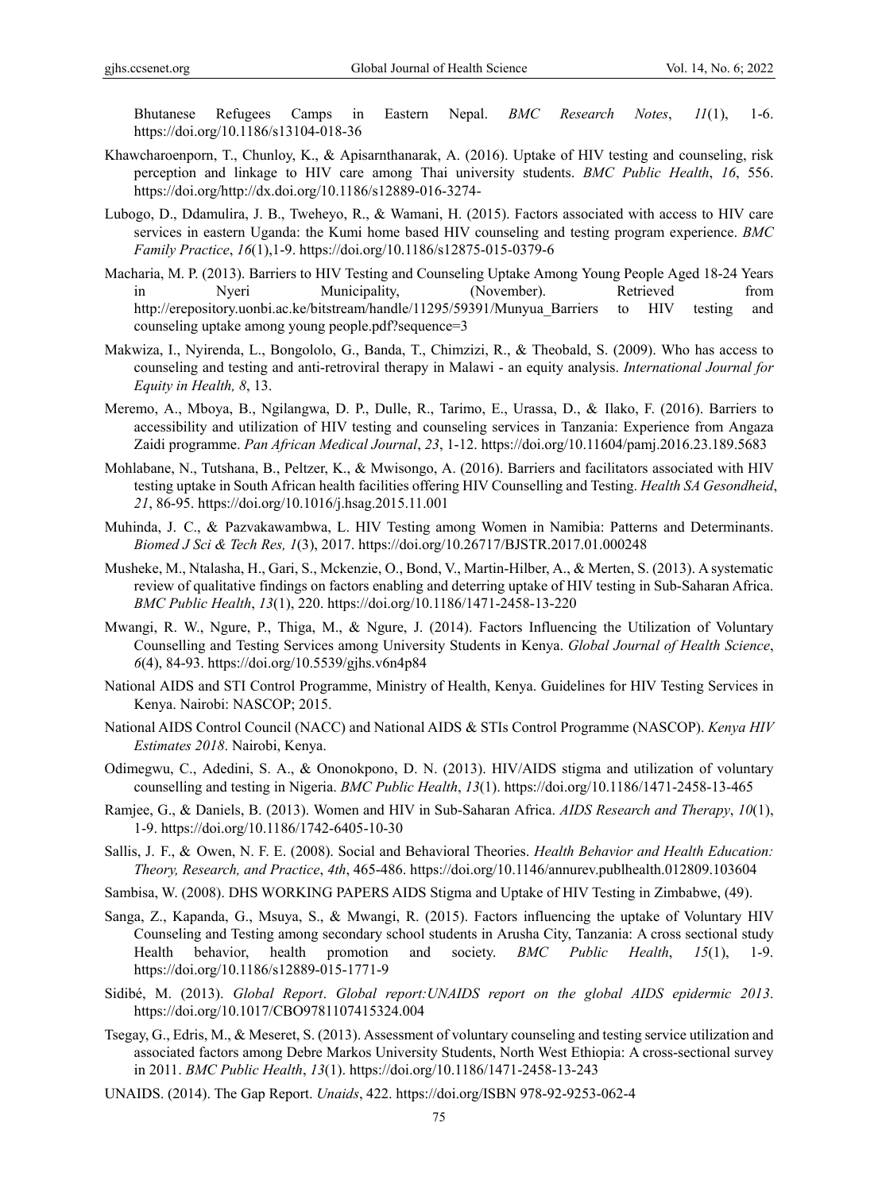Bhutanese Refugees Camps in Eastern Nepal. *BMC Research Notes*, *11*(1), 1-6. https://doi.org/10.1186/s13104-018-36

Khawcharoenporn, T., Chunloy, K., & Apisarnthanarak, A. (2016). Uptake of HIV testing and counseling, risk perception and linkage to HIV care among Thai university students. *BMC Public Health*, *16*, 556. https://doi.org/http://dx.doi.org/10.1186/s12889-016-3274-

Lubogo, D., Ddamulira, J. B., Tweheyo, R., & Wamani, H. (2015). Factors associated with access to HIV care services in eastern Uganda: the Kumi home based HIV counseling and testing program experience. *BMC Family Practice*, *16*(1),1-9. https://doi.org/10.1186/s12875-015-0379-6

Macharia, M. P. (2013). Barriers to HIV Testing and Counseling Uptake Among Young People Aged 18-24 Years in Nyeri Municipality, (November). Retrieved from http://erepository.uonbi.ac.ke/bitstream/handle/11295/59391/Munyua_Barriers to HIV testing and counseling uptake among young people.pdf?sequence=3

Makwiza, I., Nyirenda, L., Bongololo, G., Banda, T., Chimzizi, R., & Theobald, S. (2009). Who has access to counseling and testing and anti-retroviral therapy in Malawi - an equity analysis. *International Journal for Equity in Health, 8*, 13.

Meremo, A., Mboya, B., Ngilangwa, D. P., Dulle, R., Tarimo, E., Urassa, D., & Ilako, F. (2016). Barriers to accessibility and utilization of HIV testing and counseling services in Tanzania: Experience from Angaza Zaidi programme. *Pan African Medical Journal*, *23*, 1-12. https://doi.org/10.11604/pamj.2016.23.189.5683

Mohlabane, N., Tutshana, B., Peltzer, K., & Mwisongo, A. (2016). Barriers and facilitators associated with HIV testing uptake in South African health facilities offering HIV Counselling and Testing. *Health SA Gesondheid*, *21*, 86-95. https://doi.org/10.1016/j.hsag.2015.11.001

Muhinda, J. C., & Pazvakawambwa, L. HIV Testing among Women in Namibia: Patterns and Determinants. *Biomed J Sci & Tech Res, 1*(3), 2017. https://doi.org/10.26717/BJSTR.2017.01.000248

Musheke, M., Ntalasha, H., Gari, S., Mckenzie, O., Bond, V., Martin-Hilber, A., & Merten, S. (2013). A systematic review of qualitative findings on factors enabling and deterring uptake of HIV testing in Sub-Saharan Africa. *BMC Public Health*, *13*(1), 220. https://doi.org/10.1186/1471-2458-13-220

Mwangi, R. W., Ngure, P., Thiga, M., & Ngure, J. (2014). Factors Influencing the Utilization of Voluntary Counselling and Testing Services among University Students in Kenya. *Global Journal of Health Science*, *6*(4), 84-93. https://doi.org/10.5539/gjhs.v6n4p84

National AIDS and STI Control Programme, Ministry of Health, Kenya. Guidelines for HIV Testing Services in Kenya. Nairobi: NASCOP; 2015.

National AIDS Control Council (NACC) and National AIDS & STIs Control Programme (NASCOP). *Kenya HIV Estimates 2018*. Nairobi, Kenya.

Odimegwu, C., Adedini, S. A., & Ononokpono, D. N. (2013). HIV/AIDS stigma and utilization of voluntary counselling and testing in Nigeria. *BMC Public Health*, *13*(1). https://doi.org/10.1186/1471-2458-13-465

Ramjee, G., & Daniels, B. (2013). Women and HIV in Sub-Saharan Africa. *AIDS Research and Therapy*, *10*(1), 1-9. https://doi.org/10.1186/1742-6405-10-30

Sallis, J. F., & Owen, N. F. E. (2008). Social and Behavioral Theories. *Health Behavior and Health Education: Theory, Research, and Practice*, *4th*, 465-486. https://doi.org/10.1146/annurev.publhealth.012809.103604

Sambisa, W. (2008). DHS WORKING PAPERS AIDS Stigma and Uptake of HIV Testing in Zimbabwe, (49).

Sanga, Z., Kapanda, G., Msuya, S., & Mwangi, R. (2015). Factors influencing the uptake of Voluntary HIV Counseling and Testing among secondary school students in Arusha City, Tanzania: A cross sectional study Health behavior, health promotion and society. *BMC Public Health*, *15*(1), 1-9. https://doi.org/10.1186/s12889-015-1771-9

Sidibé, M. (2013). *Global Report*. *Global report:UNAIDS report on the global AIDS epidermic 2013*. https://doi.org/10.1017/CBO9781107415324.004

Tsegay, G., Edris, M., & Meseret, S. (2013). Assessment of voluntary counseling and testing service utilization and associated factors among Debre Markos University Students, North West Ethiopia: A cross-sectional survey in 2011. *BMC Public Health*, *13*(1). https://doi.org/10.1186/1471-2458-13-243

UNAIDS. (2014). The Gap Report. *Unaids*, 422. https://doi.org/ISBN 978-92-9253-062-4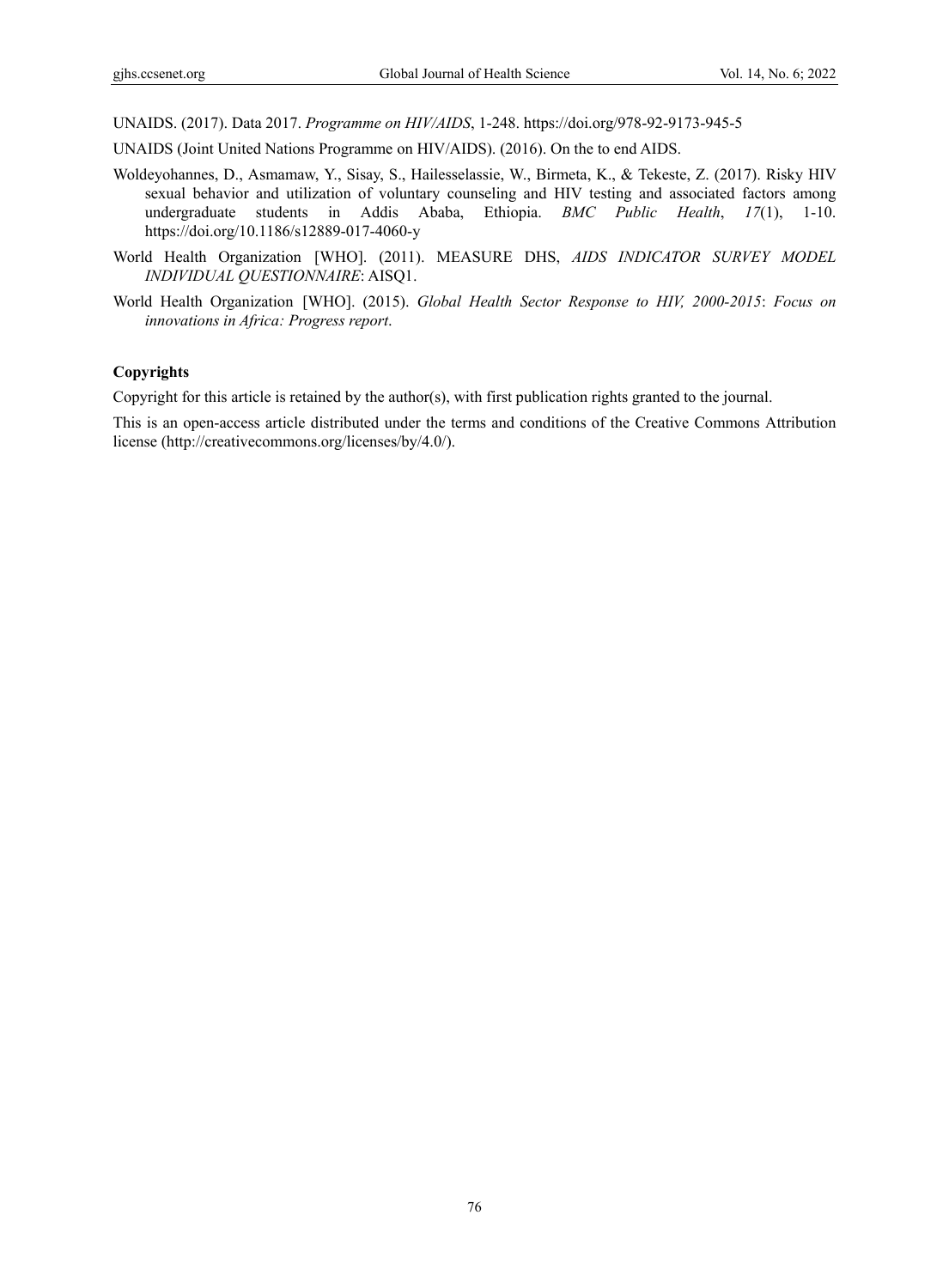UNAIDS. (2017). Data 2017. *Programme on HIV/AIDS*, 1-248. https://doi.org/978-92-9173-945-5

UNAIDS (Joint United Nations Programme on HIV/AIDS). (2016). On the to end AIDS.

Woldeyohannes, D., Asmamaw, Y., Sisay, S., Hailesselassie, W., Birmeta, K., & Tekeste, Z. (2017). Risky HIV sexual behavior and utilization of voluntary counseling and HIV testing and associated factors among undergraduate students in Addis Ababa, Ethiopia. *BMC Public Health*, *17*(1), 1-10. https://doi.org/10.1186/s12889-017-4060-y

World Health Organization [WHO]. (2011). MEASURE DHS, *AIDS INDICATOR SURVEY MODEL INDIVIDUAL QUESTIONNAIRE*: AISQ1.

World Health Organization [WHO]. (2015). *Global Health Sector Response to HIV, 2000-2015*: *Focus on innovations in Africa: Progress report*.

### Copyrights

Copyright for this article is retained by the author(s), with first publication rights granted to the journal.

This is an open-access article distributed under the terms and conditions of the Creative Commons Attribution license (http://creativecommons.org/licenses/by/4.0/).